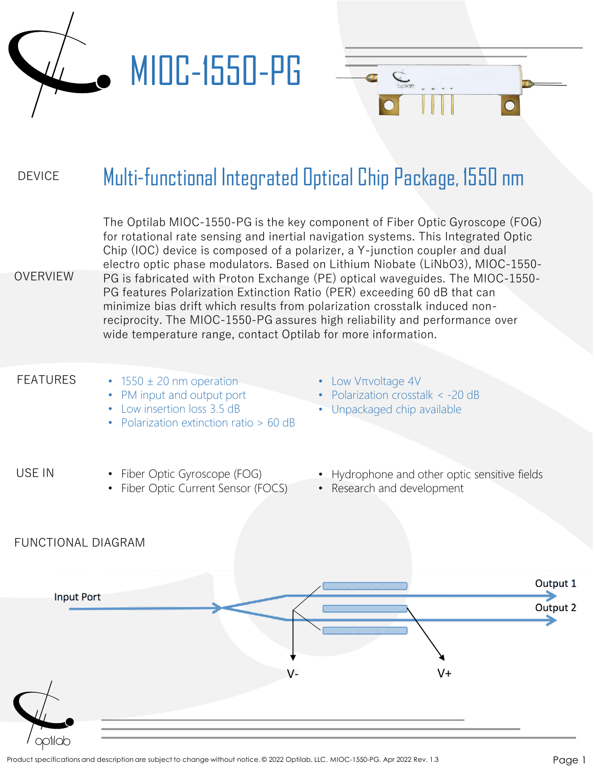# MIOC-1550-PG

## DEVICE

**Multi-functional Integrated Optical Chip Package, 1550 nm**

## OVERVIEW

The Optilab MIOC-1550-PG is the key component of Fiber Optic Gyroscope (FOG) for rotational rate sensing and inertial navigation systems. This Integrated Optic Chip (IOC) device is composed of a polarizer, a Y-junction coupler and dual electro optic phase modulators. Based on Lithium Niobate ($LiNbO_3$), MIOC-1550-PG is fabricated with Proton Exchange (PE) optical waveguides. The MIOC-1550-PG features Polarization Extinction Ratio (PER) exceeding 60 dB that can minimize bias drift which results from polarization crosstalk induced non-reciprocity. The MIOC-1550-PG assures high reliability and performance over wide temperature range, contact Optilab for more information.

## FEATURES

- 1550 ± 20 nm operation
- PM input and output port
- Low insertion loss 3.5 dB
- Polarization extinction ratio > 60 dB
- Low $V_\pi$ voltage 4V
- Polarization crosstalk < -20 dB
- Unpackaged chip available

## USE IN

- Fiber Optic Gyroscope (FOG)
- Fiber Optic Current Sensor (FOCS)
- Hydrophone and other optic sensitive fields
- Research and development

## FUNCTIONAL DIAGRAM

Input Port

Output 1

Output 2

V-

V+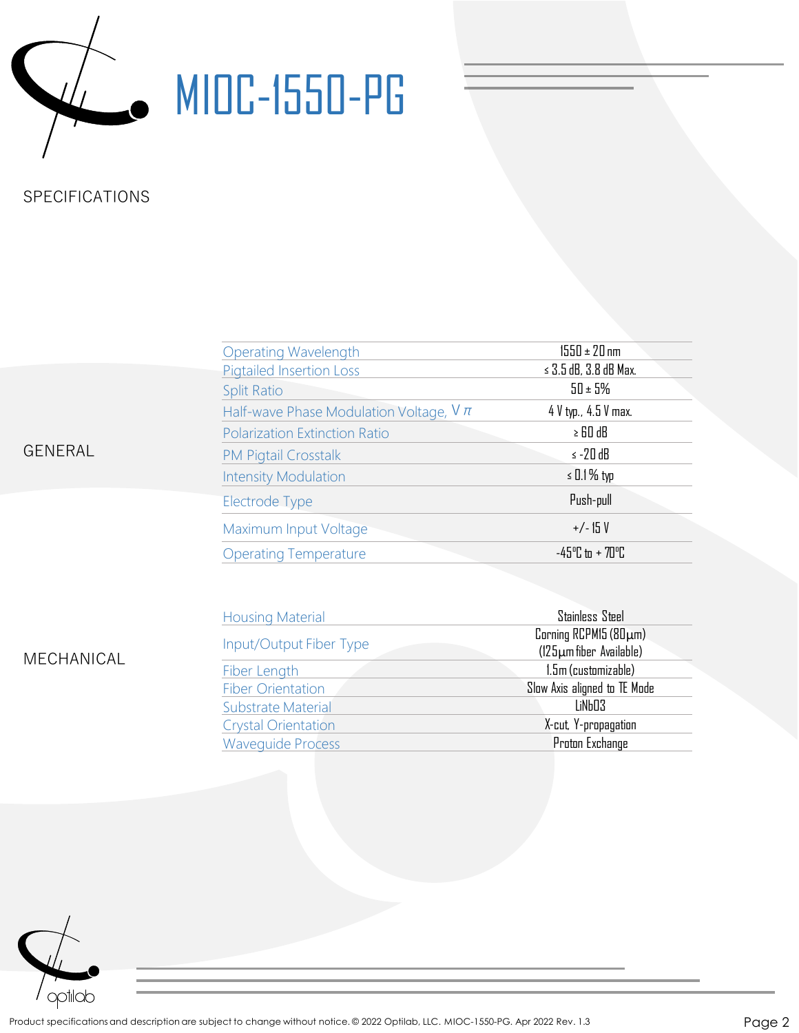# MIOC-1550-PG

## SPECIFICATIONS

### GENERAL

| Parameter | Value |
|---|---|
| Operating Wavelength | 1550 ± 20 nm |
| Pigtailed Insertion Loss | ≤ 3.5 dB, 3.8 dB Max. |
| Split Ratio | 50 ± 5% |
| Half-wave Phase Modulation Voltage, $V\pi$ | 4 V typ., 4.5 V max. |
| Polarization Extinction Ratio | ≥ 60 dB |
| PM Pigtail Crosstalk | ≤ -20 dB |
| Intensity Modulation | ≤ 0.1 % typ |
| Electrode Type | Push-pull |
| Maximum Input Voltage | +/- 15 V |
| Operating Temperature | -45°C to + 70°C |

### MECHANICAL

| Parameter | Value |
|---|---|
| Housing Material | Stainless Steel |
| Input/Output Fiber Type | Corning RCPM15 (80μm) (125μm fiber Available) |
| Fiber Length | 1.5m (customizable) |
| Fiber Orientation | Slow Axis aligned to TE Mode |
| Substrate Material | $LiNbO_3$ |
| Crystal Orientation | X-cut, Y-propagation |
| Waveguide Process | Proton Exchange |

Product specifications and description are subject to change without notice. © 2022 Optilab, LLC. MIOC-1550-PG. Apr 2022 Rev. 1.3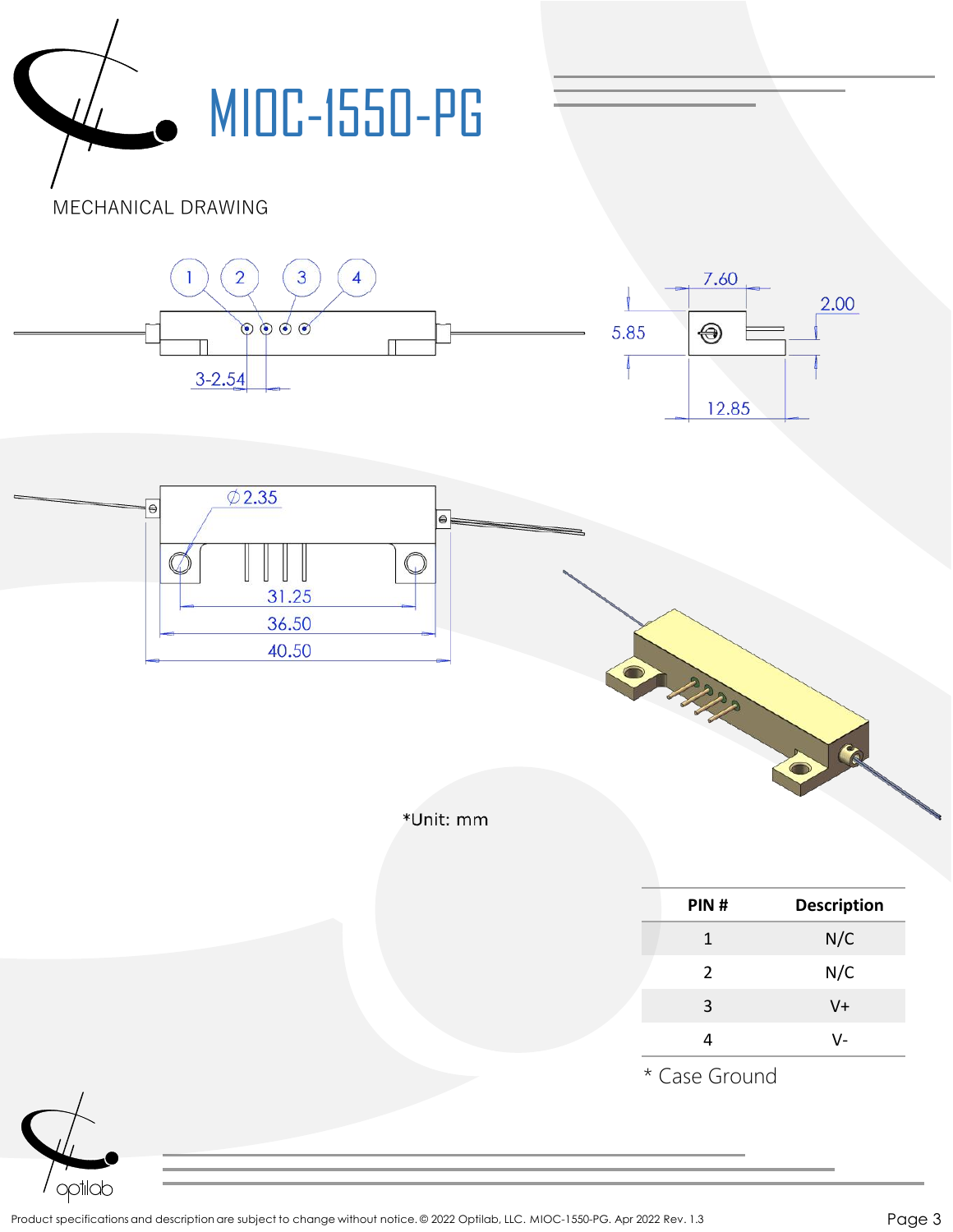# MIOC-1550-PG

MECHANICAL DRAWING

1 2 3 4

3-2.54

7.60

2.00

5.85

12.85

⌀2.35

31.25

36.50

40.50

*Unit: mm

| PIN # | Description |
|---|---|
| 1 | N/C |
| 2 | N/C |
| 3 | V+ |
| 4 | V- |

* Case Ground

Product specifications and description are subject to change without notice. © 2022 Optilab, LLC. MIOC-1550-PG. Apr 2022 Rev. 1.3